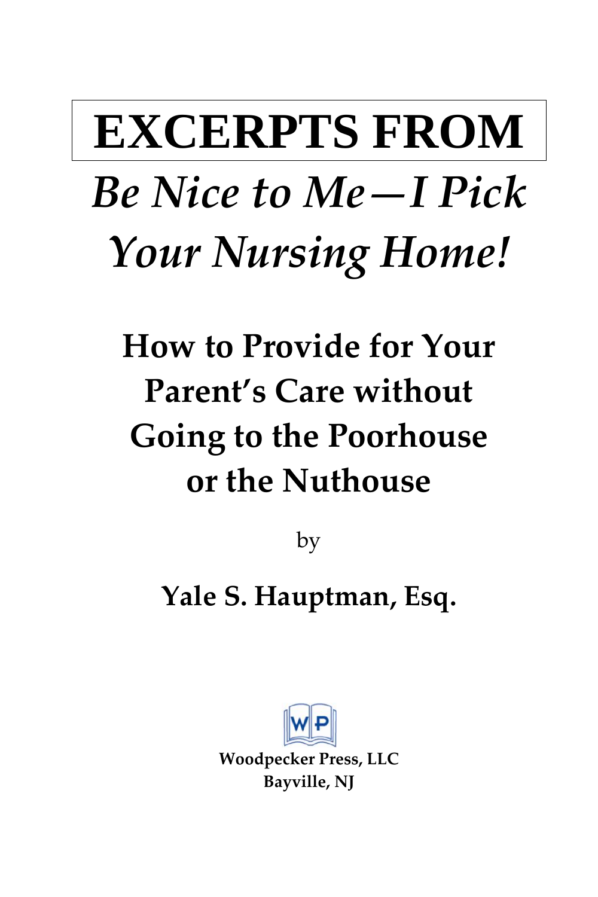# EXCERPTS FROM

# *Be Nice to Me—I Pick Your Nursing Home!*

## How to Provide for Your Parent's Care without Going to the Poorhouse or the Nuthouse

by

**Yale S. Hauptman, Esq.**

**Woodpecker Press, LLC**
**Bayville, NJ**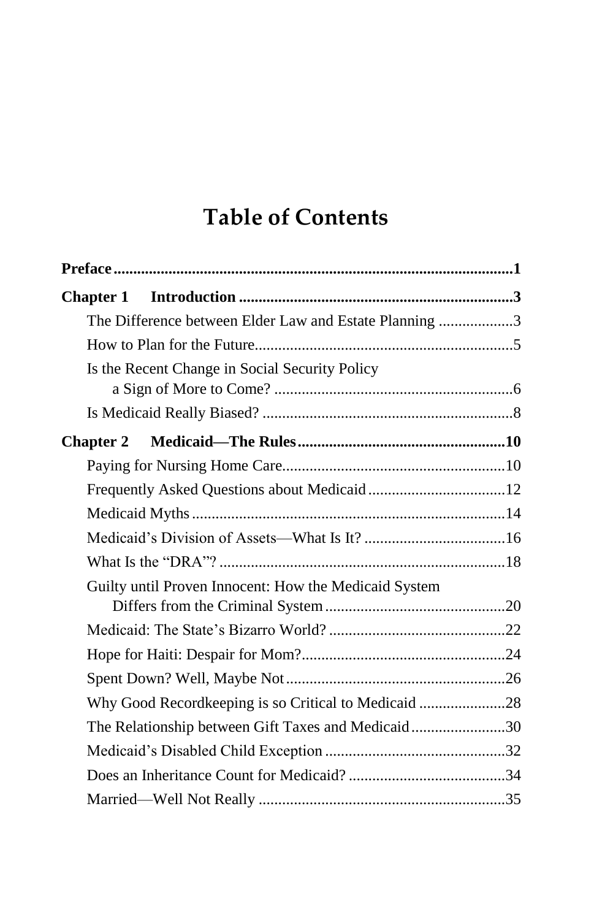# Table of Contents

**Preface** ..... **1**

**Chapter 1 Introduction** ..... **3**

- The Difference between Elder Law and Estate Planning ..... 3
- How to Plan for the Future ..... 5
- Is the Recent Change in Social Security Policy a Sign of More to Come? ..... 6
- Is Medicaid Really Biased? ..... 8

**Chapter 2 Medicaid—The Rules** ..... **10**

- Paying for Nursing Home Care ..... 10
- Frequently Asked Questions about Medicaid ..... 12
- Medicaid Myths ..... 14
- Medicaid's Division of Assets—What Is It? ..... 16
- What Is the "DRA"? ..... 18
- Guilty until Proven Innocent: How the Medicaid System Differs from the Criminal System ..... 20
- Medicaid: The State's Bizarro World? ..... 22
- Hope for Haiti: Despair for Mom? ..... 24
- Spent Down? Well, Maybe Not ..... 26
- Why Good Recordkeeping is so Critical to Medicaid ..... 28
- The Relationship between Gift Taxes and Medicaid ..... 30
- Medicaid's Disabled Child Exception ..... 32
- Does an Inheritance Count for Medicaid? ..... 34
- Married—Well Not Really ..... 35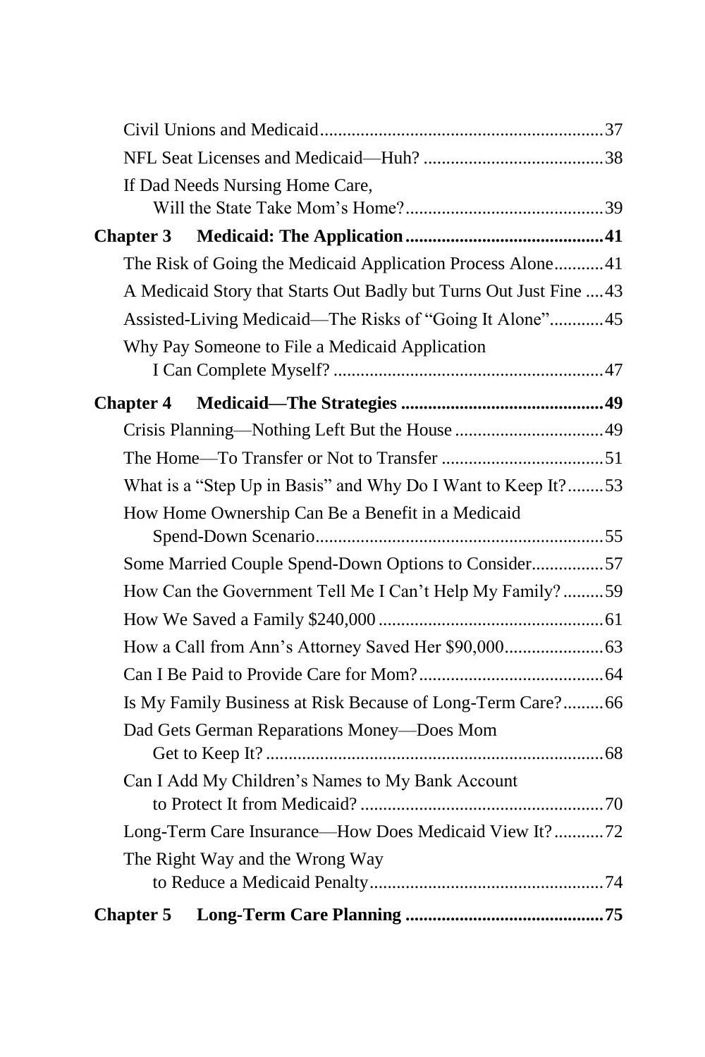Civil Unions and Medicaid .......................................................... 37

NFL Seat Licenses and Medicaid—Huh? ........................................ 38

If Dad Needs Nursing Home Care, Will the State Take Mom's Home? ........................................ 39

**Chapter 3 Medicaid: The Application ........................................ 41**

The Risk of Going the Medicaid Application Process Alone ........... 41

A Medicaid Story that Starts Out Badly but Turns Out Just Fine .... 43

Assisted-Living Medicaid—The Risks of "Going It Alone" ............ 45

Why Pay Someone to File a Medicaid Application I Can Complete Myself? ........................................ 47

**Chapter 4 Medicaid—The Strategies ........................................ 49**

Crisis Planning—Nothing Left But the House ................................ 49

The Home—To Transfer or Not to Transfer .................................... 51

What is a "Step Up in Basis" and Why Do I Want to Keep It? ........ 53

How Home Ownership Can Be a Benefit in a Medicaid Spend-Down Scenario ........................................ 55

Some Married Couple Spend-Down Options to Consider ................ 57

How Can the Government Tell Me I Can't Help My Family? ......... 59

How We Saved a Family $240,000 ................................................. 61

How a Call from Ann's Attorney Saved Her $90,000 ..................... 63

Can I Be Paid to Provide Care for Mom? ......................................... 64

Is My Family Business at Risk Because of Long-Term Care? ......... 66

Dad Gets German Reparations Money—Does Mom Get to Keep It? ........................................ 68

Can I Add My Children's Names to My Bank Account to Protect It from Medicaid? ........................................ 70

Long-Term Care Insurance—How Does Medicaid View It? ........... 72

The Right Way and the Wrong Way to Reduce a Medicaid Penalty ........................................ 74

**Chapter 5 Long-Term Care Planning ........................................ 75**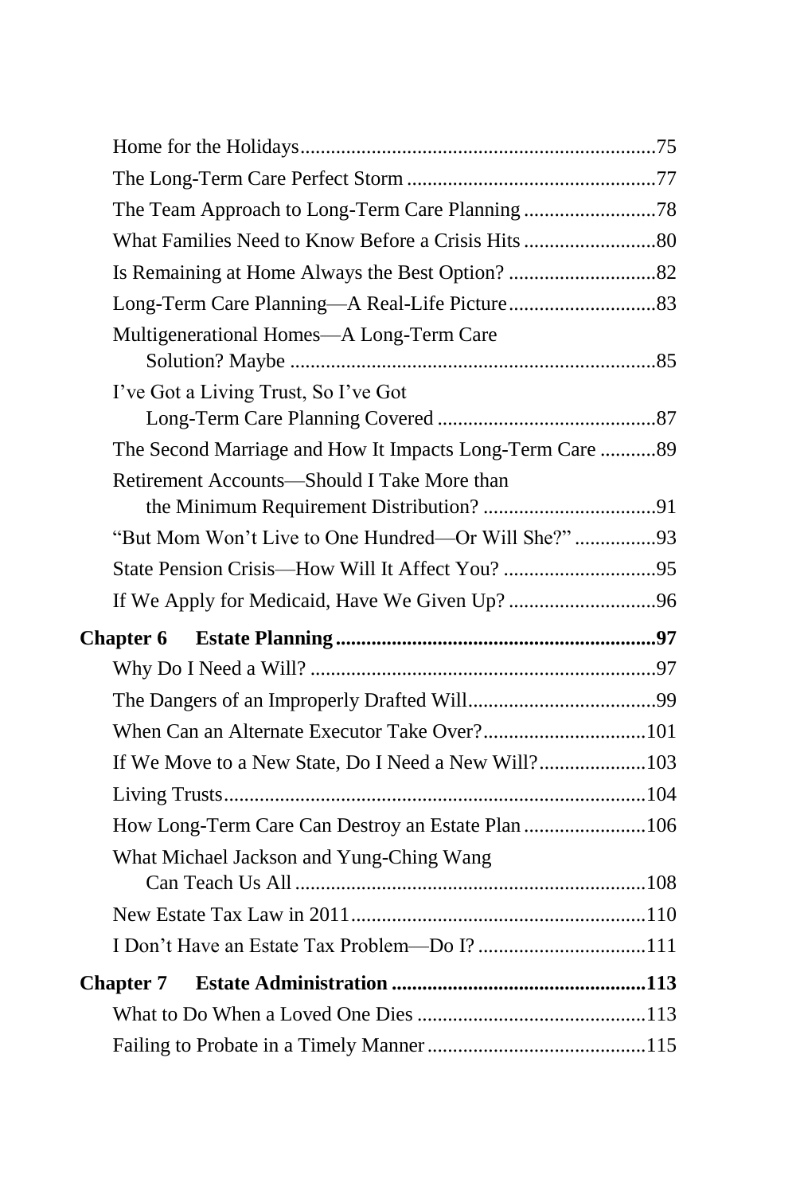Home for the Holidays.....................................................................75

The Long-Term Care Perfect Storm .................................................77

The Team Approach to Long-Term Care Planning ..........................78

What Families Need to Know Before a Crisis Hits ..........................80

Is Remaining at Home Always the Best Option? .............................82

Long-Term Care Planning—A Real-Life Picture.............................83

Multigenerational Homes—A Long-Term Care Solution? Maybe .......................................................................85

I've Got a Living Trust, So I've Got Long-Term Care Planning Covered ...........................................87

The Second Marriage and How It Impacts Long-Term Care ...........89

Retirement Accounts—Should I Take More than the Minimum Requirement Distribution? ..................................91

"But Mom Won't Live to One Hundred—Or Will She?" ................93

State Pension Crisis—How Will It Affect You? ..............................95

If We Apply for Medicaid, Have We Given Up? .............................96

**Chapter 6 Estate Planning ..............................................................97**

Why Do I Need a Will? ...................................................................97

The Dangers of an Improperly Drafted Will.....................................99

When Can an Alternate Executor Take Over?................................101

If We Move to a New State, Do I Need a New Will?.....................103

Living Trusts..................................................................................104

How Long-Term Care Can Destroy an Estate Plan ........................106

What Michael Jackson and Yung-Ching Wang Can Teach Us All ....................................................................108

New Estate Tax Law in 2011.........................................................110

I Don't Have an Estate Tax Problem—Do I? .................................111

**Chapter 7 Estate Administration .................................................113**

What to Do When a Loved One Dies ............................................113

Failing to Probate in a Timely Manner ..........................................115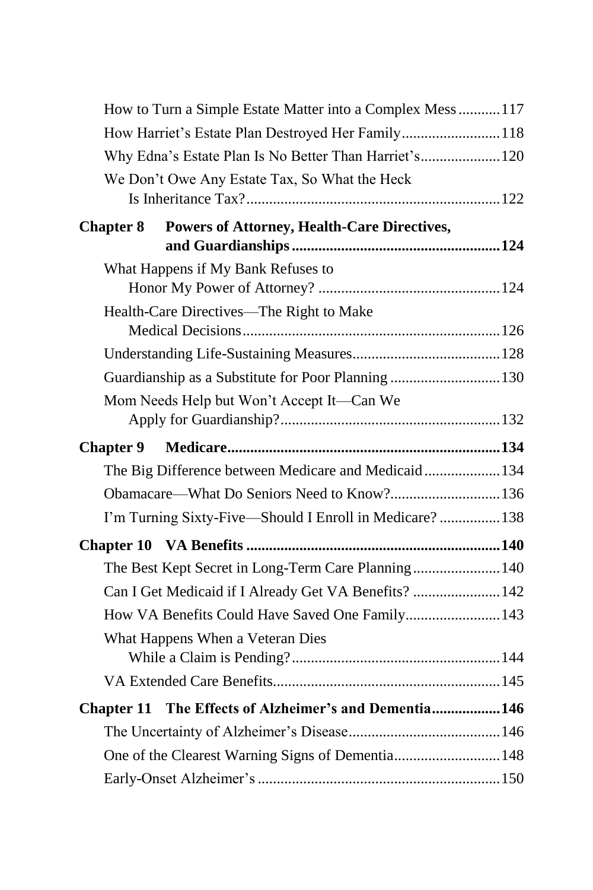How to Turn a Simple Estate Matter into a Complex Mess ........... 117

How Harriet's Estate Plan Destroyed Her Family .......................... 118

Why Edna's Estate Plan Is No Better Than Harriet's ..................... 120

We Don't Owe Any Estate Tax, So What the Heck Is Inheritance Tax? ................................................................. 122

**Chapter 8 Powers of Attorney, Health-Care Directives, and Guardianships ...................................................... 124**

What Happens if My Bank Refuses to Honor My Power of Attorney? ............................................... 124

Health-Care Directives—The Right to Make Medical Decisions ................................................................... 126

Understanding Life-Sustaining Measures ....................................... 128

Guardianship as a Substitute for Poor Planning ............................. 130

Mom Needs Help but Won't Accept It—Can We Apply for Guardianship? .......................................................... 132

**Chapter 9 Medicare ....................................................................... 134**

The Big Difference between Medicare and Medicaid .................... 134

Obamacare—What Do Seniors Need to Know? ............................. 136

I'm Turning Sixty-Five—Should I Enroll in Medicare? ................ 138

**Chapter 10 VA Benefits ................................................................... 140**

The Best Kept Secret in Long-Term Care Planning ....................... 140

Can I Get Medicaid if I Already Get VA Benefits? ....................... 142

How VA Benefits Could Have Saved One Family ......................... 143

What Happens When a Veteran Dies While a Claim is Pending? ....................................................... 144

VA Extended Care Benefits ............................................................ 145

**Chapter 11 The Effects of Alzheimer's and Dementia ................. 146**

The Uncertainty of Alzheimer's Disease ........................................ 146

One of the Clearest Warning Signs of Dementia ............................ 148

Early-Onset Alzheimer's ................................................................ 150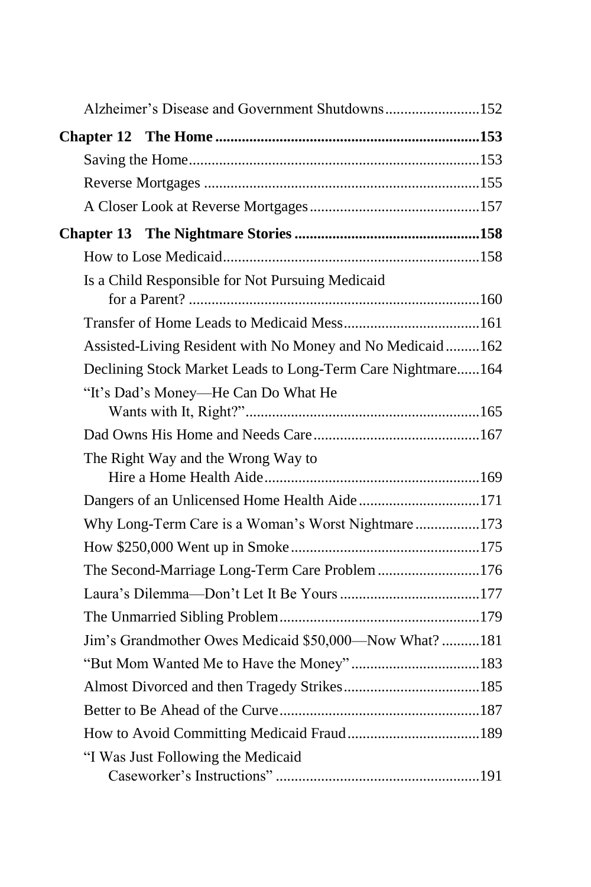Alzheimer's Disease and Government Shutdowns ........................152

**Chapter 12 The Home ....................................................................153**

Saving the Home...........................................................................153

Reverse Mortgages .......................................................................155

A Closer Look at Reverse Mortgages............................................157

**Chapter 13 The Nightmare Stories ................................................158**

How to Lose Medicaid..................................................................158

Is a Child Responsible for Not Pursuing Medicaid for a Parent? ...........................................................................160

Transfer of Home Leads to Medicaid Mess...................................161

Assisted-Living Resident with No Money and No Medicaid.........162

Declining Stock Market Leads to Long-Term Care Nightmare......164

"It's Dad's Money—He Can Do What He Wants with It, Right?"............................................................165

Dad Owns His Home and Needs Care...........................................167

The Right Way and the Wrong Way to Hire a Home Health Aide........................................................169

Dangers of an Unlicensed Home Health Aide................................171

Why Long-Term Care is a Woman's Worst Nightmare.................173

How $250,000 Went up in Smoke.................................................175

The Second-Marriage Long-Term Care Problem...........................176

Laura's Dilemma—Don't Let It Be Yours.....................................177

The Unmarried Sibling Problem....................................................179

Jim's Grandmother Owes Medicaid $50,000—Now What? ..........181

"But Mom Wanted Me to Have the Money".................................183

Almost Divorced and then Tragedy Strikes...................................185

Better to Be Ahead of the Curve....................................................187

How to Avoid Committing Medicaid Fraud..................................189

"I Was Just Following the Medicaid Caseworker's Instructions" .....................................................191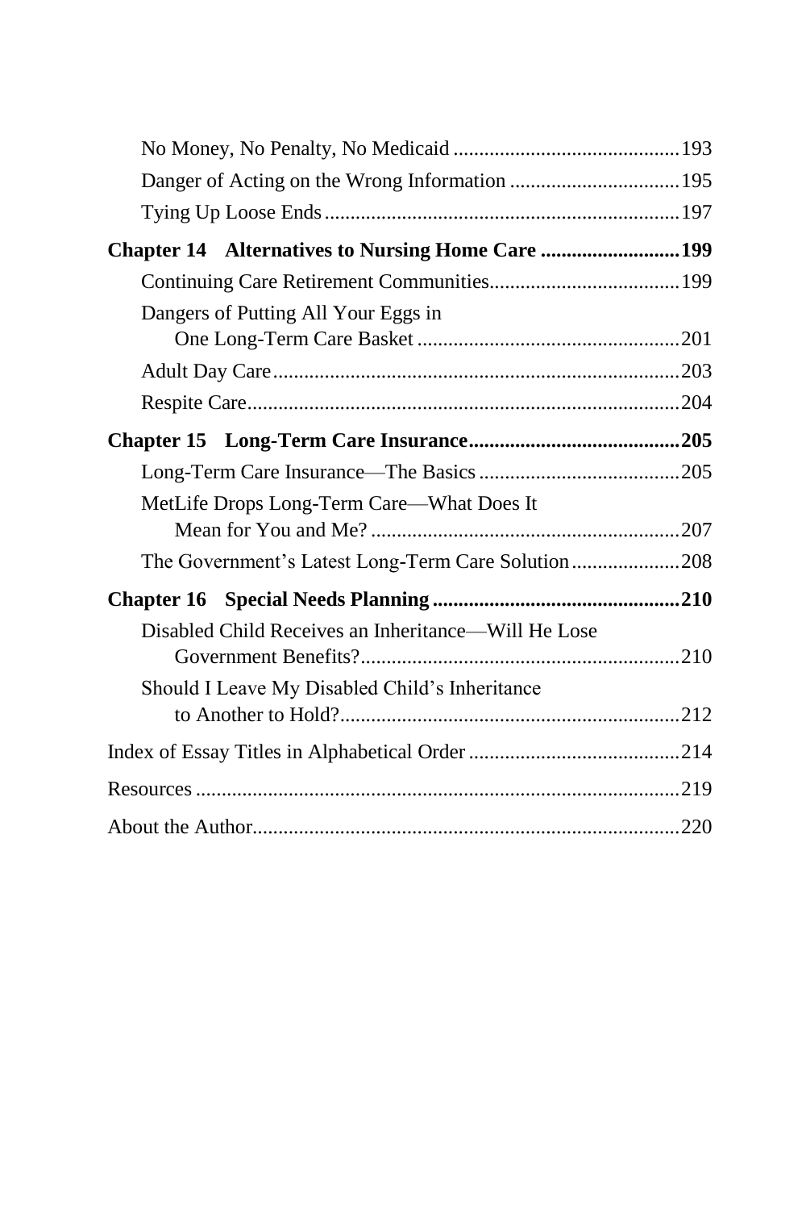No Money, No Penalty, No Medicaid ........................................... 193

Danger of Acting on the Wrong Information ................................ 195

Tying Up Loose Ends .................................................................... 197

**Chapter 14 Alternatives to Nursing Home Care ........................... 199**

Continuing Care Retirement Communities.................................... 199

Dangers of Putting All Your Eggs in One Long-Term Care Basket .................................................. 201

Adult Day Care ............................................................................. 203

Respite Care.................................................................................. 204

**Chapter 15 Long-Term Care Insurance......................................... 205**

Long-Term Care Insurance—The Basics ....................................... 205

MetLife Drops Long-Term Care—What Does It Mean for You and Me? ........................................................... 207

The Government's Latest Long-Term Care Solution..................... 208

**Chapter 16 Special Needs Planning ............................................... 210**

Disabled Child Receives an Inheritance—Will He Lose Government Benefits?............................................................. 210

Should I Leave My Disabled Child's Inheritance to Another to Hold?................................................................. 212

Index of Essay Titles in Alphabetical Order ......................................... 214

Resources ............................................................................................. 219

About the Author.................................................................................. 220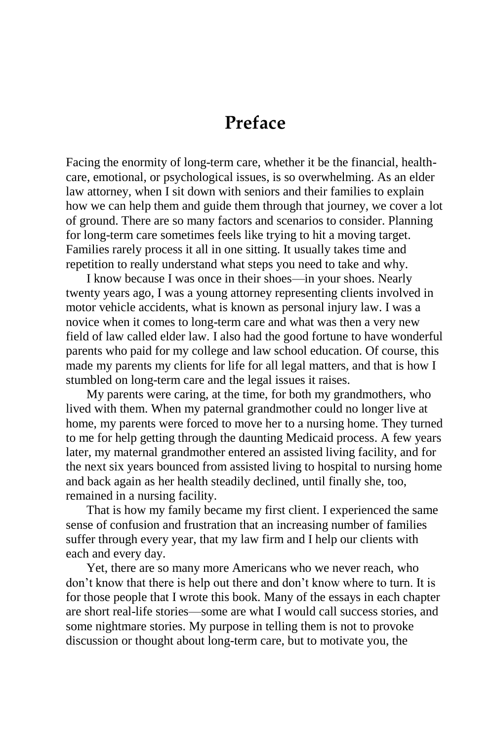# Preface

Facing the enormity of long-term care, whether it be the financial, health-care, emotional, or psychological issues, is so overwhelming. As an elder law attorney, when I sit down with seniors and their families to explain how we can help them and guide them through that journey, we cover a lot of ground. There are so many factors and scenarios to consider. Planning for long-term care sometimes feels like trying to hit a moving target. Families rarely process it all in one sitting. It usually takes time and repetition to really understand what steps you need to take and why.

I know because I was once in their shoes—in your shoes. Nearly twenty years ago, I was a young attorney representing clients involved in motor vehicle accidents, what is known as personal injury law. I was a novice when it comes to long-term care and what was then a very new field of law called elder law. I also had the good fortune to have wonderful parents who paid for my college and law school education. Of course, this made my parents my clients for life for all legal matters, and that is how I stumbled on long-term care and the legal issues it raises.

My parents were caring, at the time, for both my grandmothers, who lived with them. When my paternal grandmother could no longer live at home, my parents were forced to move her to a nursing home. They turned to me for help getting through the daunting Medicaid process. A few years later, my maternal grandmother entered an assisted living facility, and for the next six years bounced from assisted living to hospital to nursing home and back again as her health steadily declined, until finally she, too, remained in a nursing facility.

That is how my family became my first client. I experienced the same sense of confusion and frustration that an increasing number of families suffer through every year, that my law firm and I help our clients with each and every day.

Yet, there are so many more Americans who we never reach, who don't know that there is help out there and don't know where to turn. It is for those people that I wrote this book. Many of the essays in each chapter are short real-life stories—some are what I would call success stories, and some nightmare stories. My purpose in telling them is not to provoke discussion or thought about long-term care, but to motivate you, the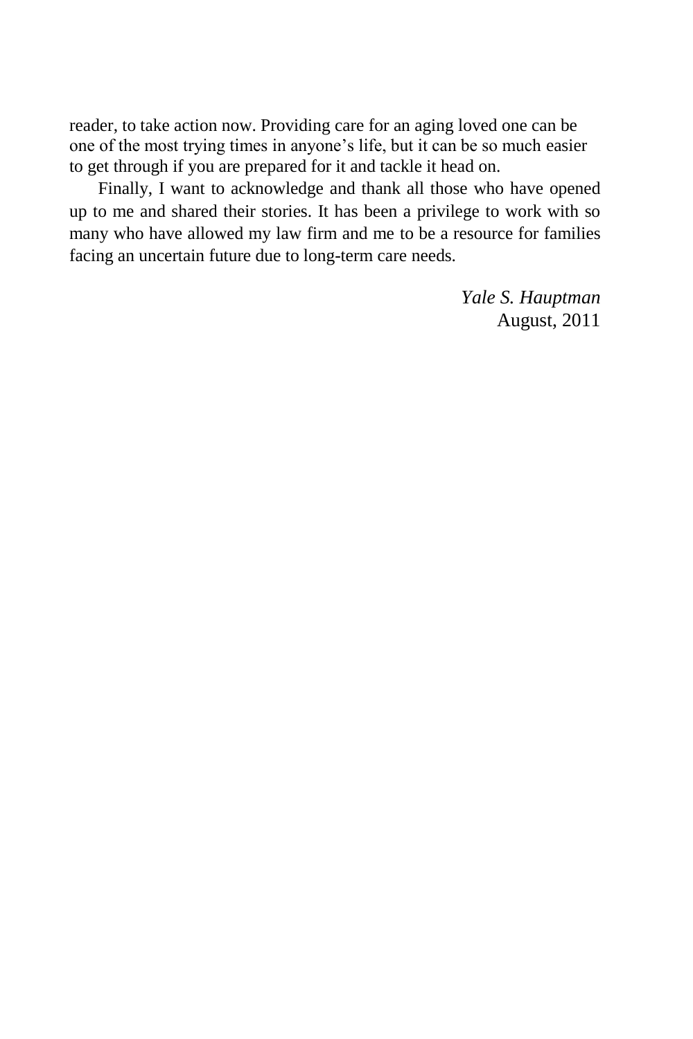reader, to take action now. Providing care for an aging loved one can be one of the most trying times in anyone's life, but it can be so much easier to get through if you are prepared for it and tackle it head on.

Finally, I want to acknowledge and thank all those who have opened up to me and shared their stories. It has been a privilege to work with so many who have allowed my law firm and me to be a resource for families facing an uncertain future due to long-term care needs.

*Yale S. Hauptman*
August, 2011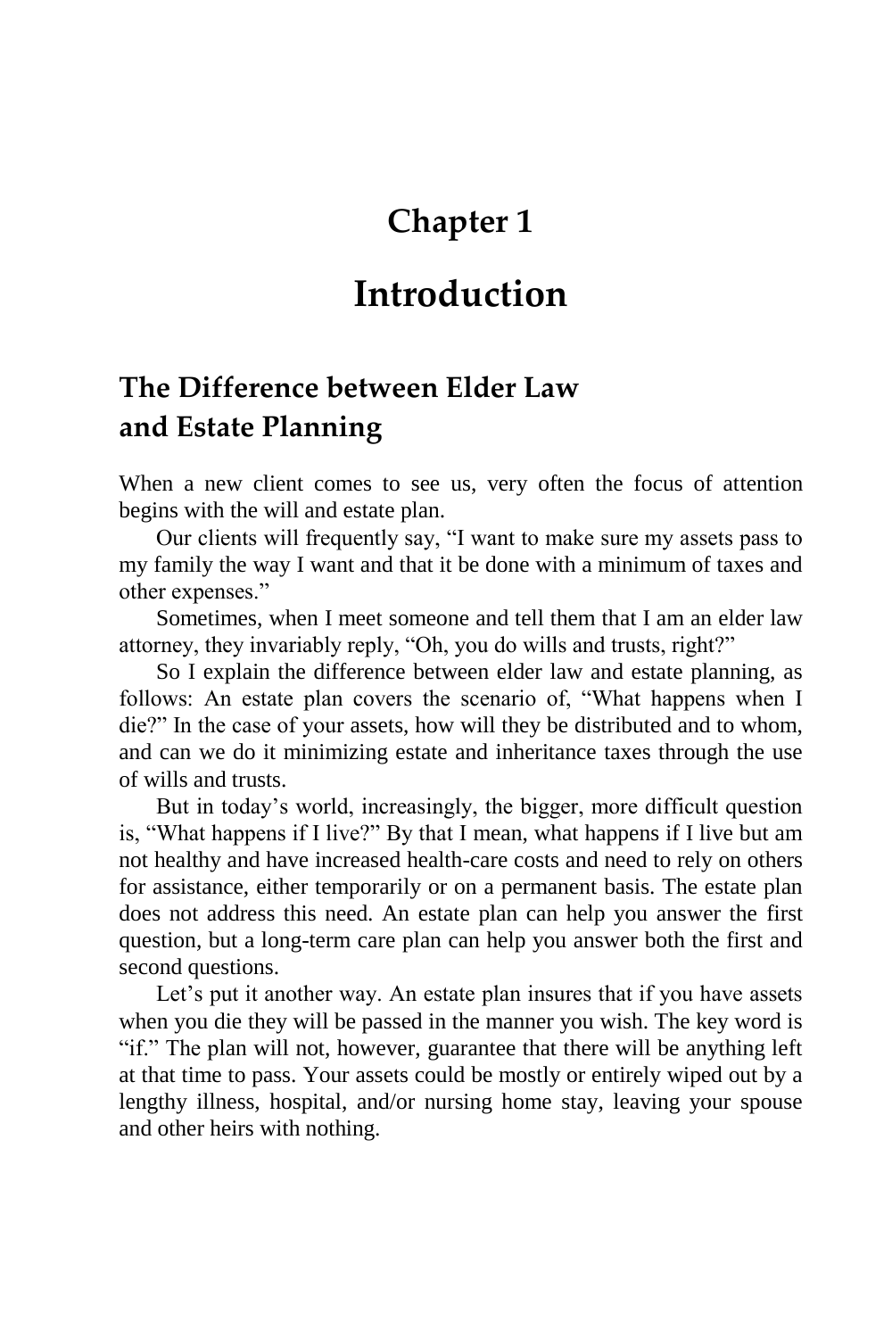# Chapter 1

# Introduction

## The Difference between Elder Law and Estate Planning

When a new client comes to see us, very often the focus of attention begins with the will and estate plan.

Our clients will frequently say, “I want to make sure my assets pass to my family the way I want and that it be done with a minimum of taxes and other expenses.”

Sometimes, when I meet someone and tell them that I am an elder law attorney, they invariably reply, “Oh, you do wills and trusts, right?”

So I explain the difference between elder law and estate planning, as follows: An estate plan covers the scenario of, “What happens when I die?” In the case of your assets, how will they be distributed and to whom, and can we do it minimizing estate and inheritance taxes through the use of wills and trusts.

But in today’s world, increasingly, the bigger, more difficult question is, “What happens if I live?” By that I mean, what happens if I live but am not healthy and have increased health-care costs and need to rely on others for assistance, either temporarily or on a permanent basis. The estate plan does not address this need. An estate plan can help you answer the first question, but a long-term care plan can help you answer both the first and second questions.

Let’s put it another way. An estate plan insures that if you have assets when you die they will be passed in the manner you wish. The key word is “if.” The plan will not, however, guarantee that there will be anything left at that time to pass. Your assets could be mostly or entirely wiped out by a lengthy illness, hospital, and/or nursing home stay, leaving your spouse and other heirs with nothing.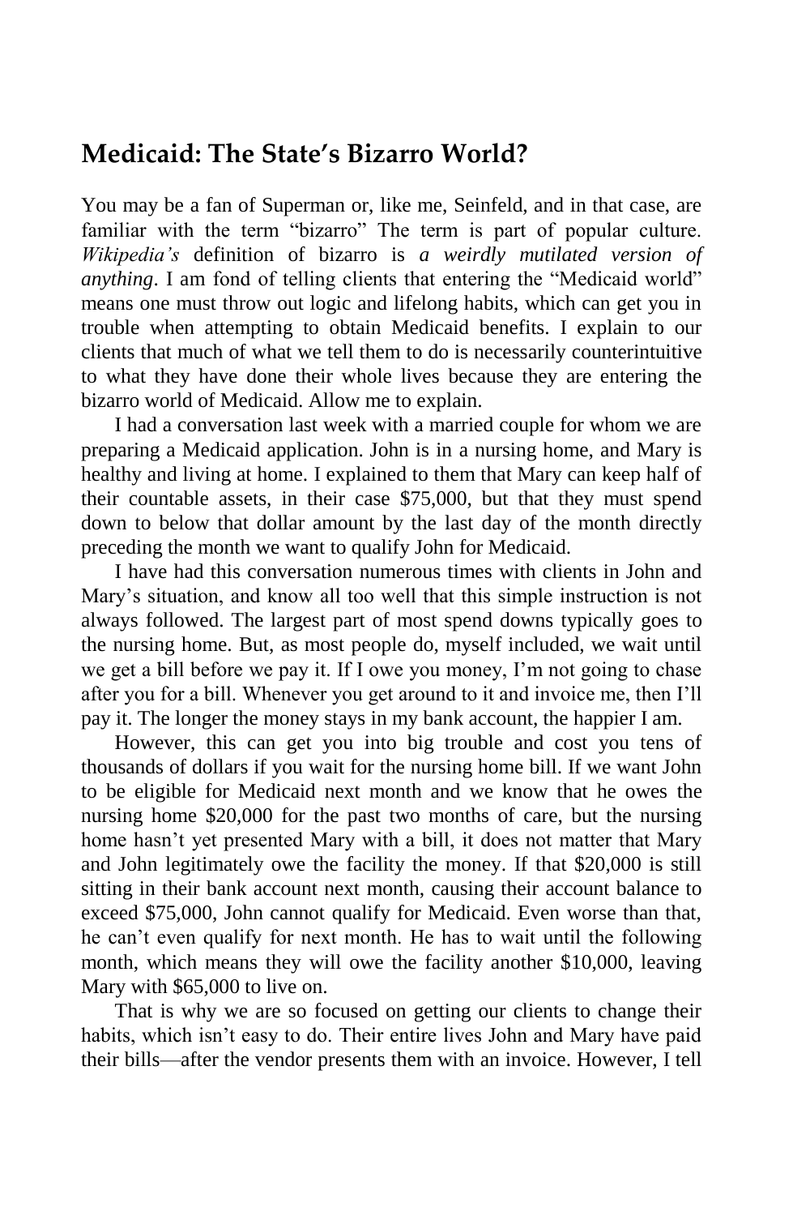## Medicaid: The State's Bizarro World?

You may be a fan of Superman or, like me, Seinfeld, and in that case, are familiar with the term "bizarro" The term is part of popular culture. *Wikipedia's* definition of bizarro is *a weirdly mutilated version of anything*. I am fond of telling clients that entering the "Medicaid world" means one must throw out logic and lifelong habits, which can get you in trouble when attempting to obtain Medicaid benefits. I explain to our clients that much of what we tell them to do is necessarily counterintuitive to what they have done their whole lives because they are entering the bizarro world of Medicaid. Allow me to explain.

I had a conversation last week with a married couple for whom we are preparing a Medicaid application. John is in a nursing home, and Mary is healthy and living at home. I explained to them that Mary can keep half of their countable assets, in their case $75,000, but that they must spend down to below that dollar amount by the last day of the month directly preceding the month we want to qualify John for Medicaid.

I have had this conversation numerous times with clients in John and Mary's situation, and know all too well that this simple instruction is not always followed. The largest part of most spend downs typically goes to the nursing home. But, as most people do, myself included, we wait until we get a bill before we pay it. If I owe you money, I'm not going to chase after you for a bill. Whenever you get around to it and invoice me, then I'll pay it. The longer the money stays in my bank account, the happier I am.

However, this can get you into big trouble and cost you tens of thousands of dollars if you wait for the nursing home bill. If we want John to be eligible for Medicaid next month and we know that he owes the nursing home $20,000 for the past two months of care, but the nursing home hasn't yet presented Mary with a bill, it does not matter that Mary and John legitimately owe the facility the money. If that $20,000 is still sitting in their bank account next month, causing their account balance to exceed $75,000, John cannot qualify for Medicaid. Even worse than that, he can't even qualify for next month. He has to wait until the following month, which means they will owe the facility another $10,000, leaving Mary with $65,000 to live on.

That is why we are so focused on getting our clients to change their habits, which isn't easy to do. Their entire lives John and Mary have paid their bills—after the vendor presents them with an invoice. However, I tell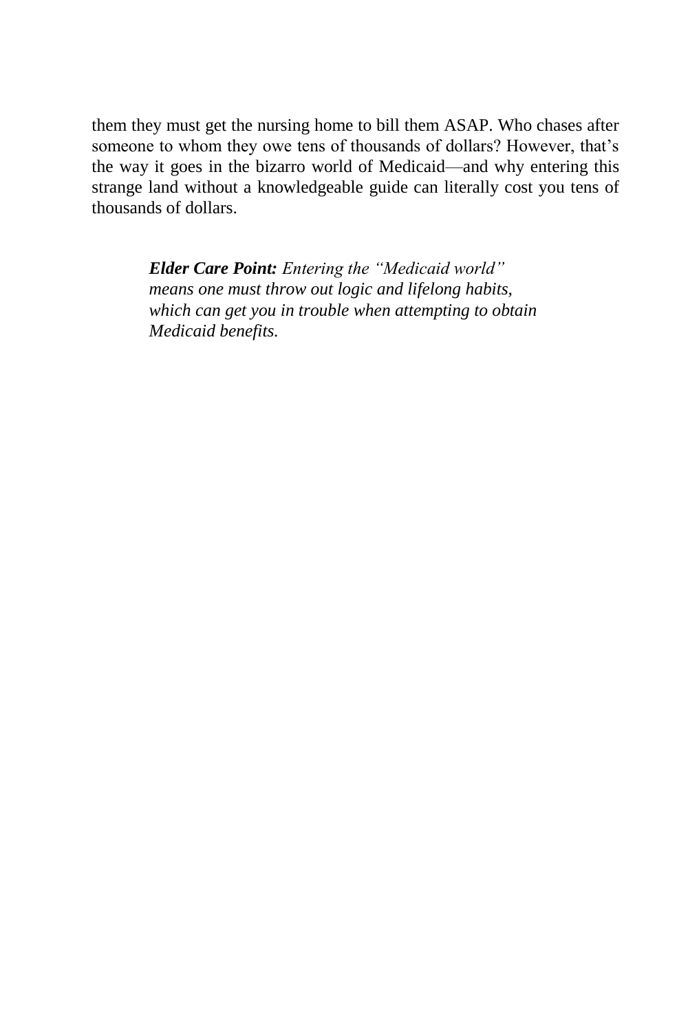them they must get the nursing home to bill them ASAP. Who chases after someone to whom they owe tens of thousands of dollars? However, that's the way it goes in the bizarro world of Medicaid—and why entering this strange land without a knowledgeable guide can literally cost you tens of thousands of dollars.

> ***Elder Care Point:*** *Entering the "Medicaid world" means one must throw out logic and lifelong habits, which can get you in trouble when attempting to obtain Medicaid benefits.*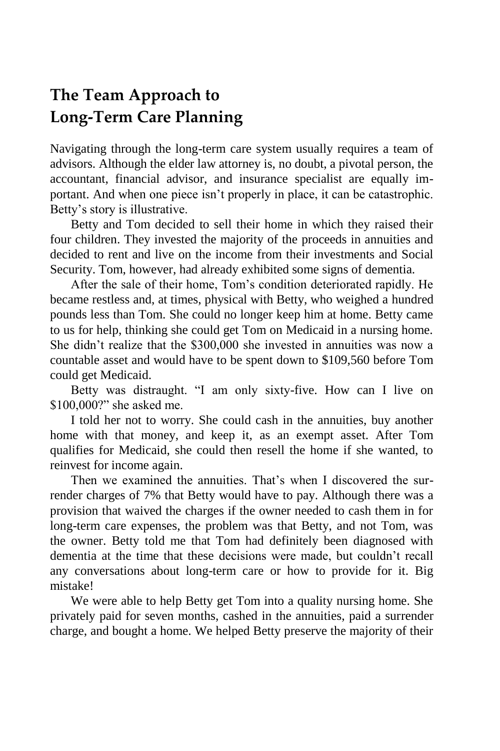## The Team Approach to Long-Term Care Planning

Navigating through the long-term care system usually requires a team of advisors. Although the elder law attorney is, no doubt, a pivotal person, the accountant, financial advisor, and insurance specialist are equally important. And when one piece isn't properly in place, it can be catastrophic. Betty's story is illustrative.

Betty and Tom decided to sell their home in which they raised their four children. They invested the majority of the proceeds in annuities and decided to rent and live on the income from their investments and Social Security. Tom, however, had already exhibited some signs of dementia.

After the sale of their home, Tom's condition deteriorated rapidly. He became restless and, at times, physical with Betty, who weighed a hundred pounds less than Tom. She could no longer keep him at home. Betty came to us for help, thinking she could get Tom on Medicaid in a nursing home. She didn't realize that the $300,000 she invested in annuities was now a countable asset and would have to be spent down to $109,560 before Tom could get Medicaid.

Betty was distraught. "I am only sixty-five. How can I live on $100,000?" she asked me.

I told her not to worry. She could cash in the annuities, buy another home with that money, and keep it, as an exempt asset. After Tom qualifies for Medicaid, she could then resell the home if she wanted, to reinvest for income again.

Then we examined the annuities. That's when I discovered the surrender charges of 7% that Betty would have to pay. Although there was a provision that waived the charges if the owner needed to cash them in for long-term care expenses, the problem was that Betty, and not Tom, was the owner. Betty told me that Tom had definitely been diagnosed with dementia at the time that these decisions were made, but couldn't recall any conversations about long-term care or how to provide for it. Big mistake!

We were able to help Betty get Tom into a quality nursing home. She privately paid for seven months, cashed in the annuities, paid a surrender charge, and bought a home. We helped Betty preserve the majority of their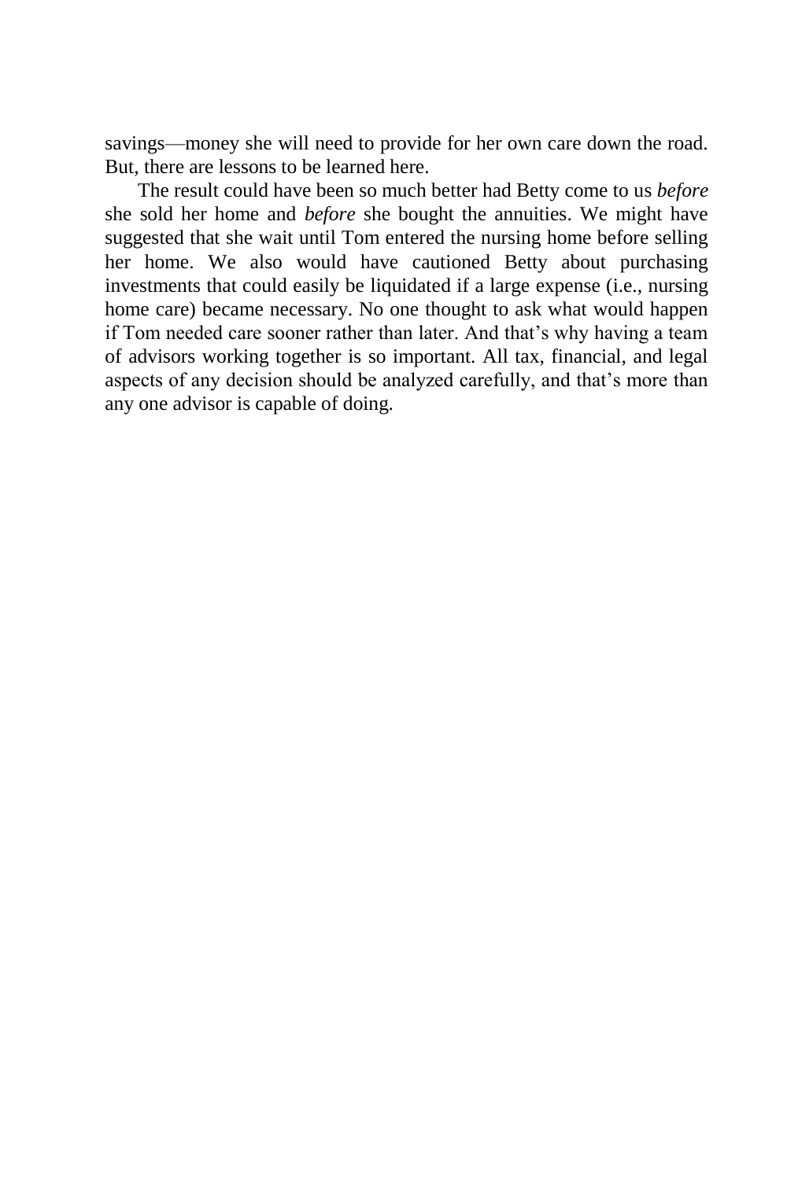savings—money she will need to provide for her own care down the road. But, there are lessons to be learned here.

The result could have been so much better had Betty come to us *before* she sold her home and *before* she bought the annuities. We might have suggested that she wait until Tom entered the nursing home before selling her home. We also would have cautioned Betty about purchasing investments that could easily be liquidated if a large expense (i.e., nursing home care) became necessary. No one thought to ask what would happen if Tom needed care sooner rather than later. And that's why having a team of advisors working together is so important. All tax, financial, and legal aspects of any decision should be analyzed carefully, and that's more than any one advisor is capable of doing.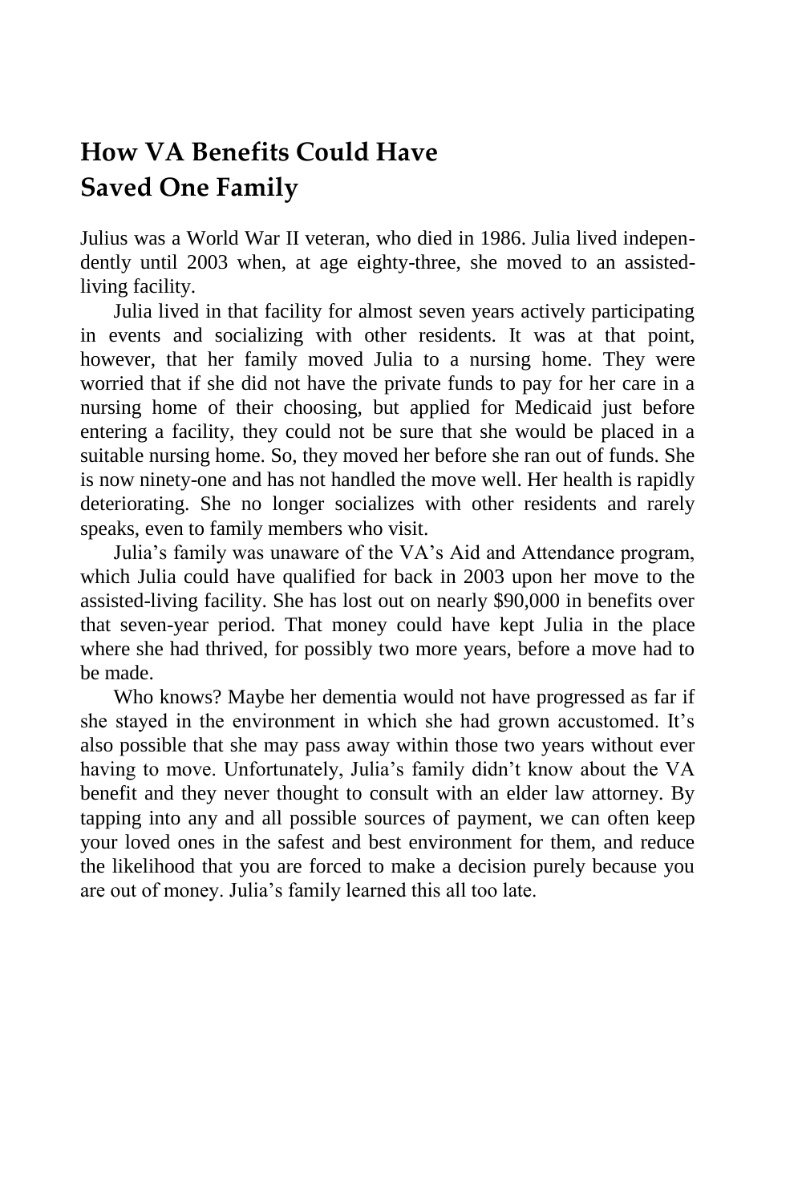## How VA Benefits Could Have Saved One Family

Julius was a World War II veteran, who died in 1986. Julia lived independently until 2003 when, at age eighty-three, she moved to an assisted-living facility.

Julia lived in that facility for almost seven years actively participating in events and socializing with other residents. It was at that point, however, that her family moved Julia to a nursing home. They were worried that if she did not have the private funds to pay for her care in a nursing home of their choosing, but applied for Medicaid just before entering a facility, they could not be sure that she would be placed in a suitable nursing home. So, they moved her before she ran out of funds. She is now ninety-one and has not handled the move well. Her health is rapidly deteriorating. She no longer socializes with other residents and rarely speaks, even to family members who visit.

Julia's family was unaware of the VA's Aid and Attendance program, which Julia could have qualified for back in 2003 upon her move to the assisted-living facility. She has lost out on nearly $90,000 in benefits over that seven-year period. That money could have kept Julia in the place where she had thrived, for possibly two more years, before a move had to be made.

Who knows? Maybe her dementia would not have progressed as far if she stayed in the environment in which she had grown accustomed. It's also possible that she may pass away within those two years without ever having to move. Unfortunately, Julia's family didn't know about the VA benefit and they never thought to consult with an elder law attorney. By tapping into any and all possible sources of payment, we can often keep your loved ones in the safest and best environment for them, and reduce the likelihood that you are forced to make a decision purely because you are out of money. Julia's family learned this all too late.